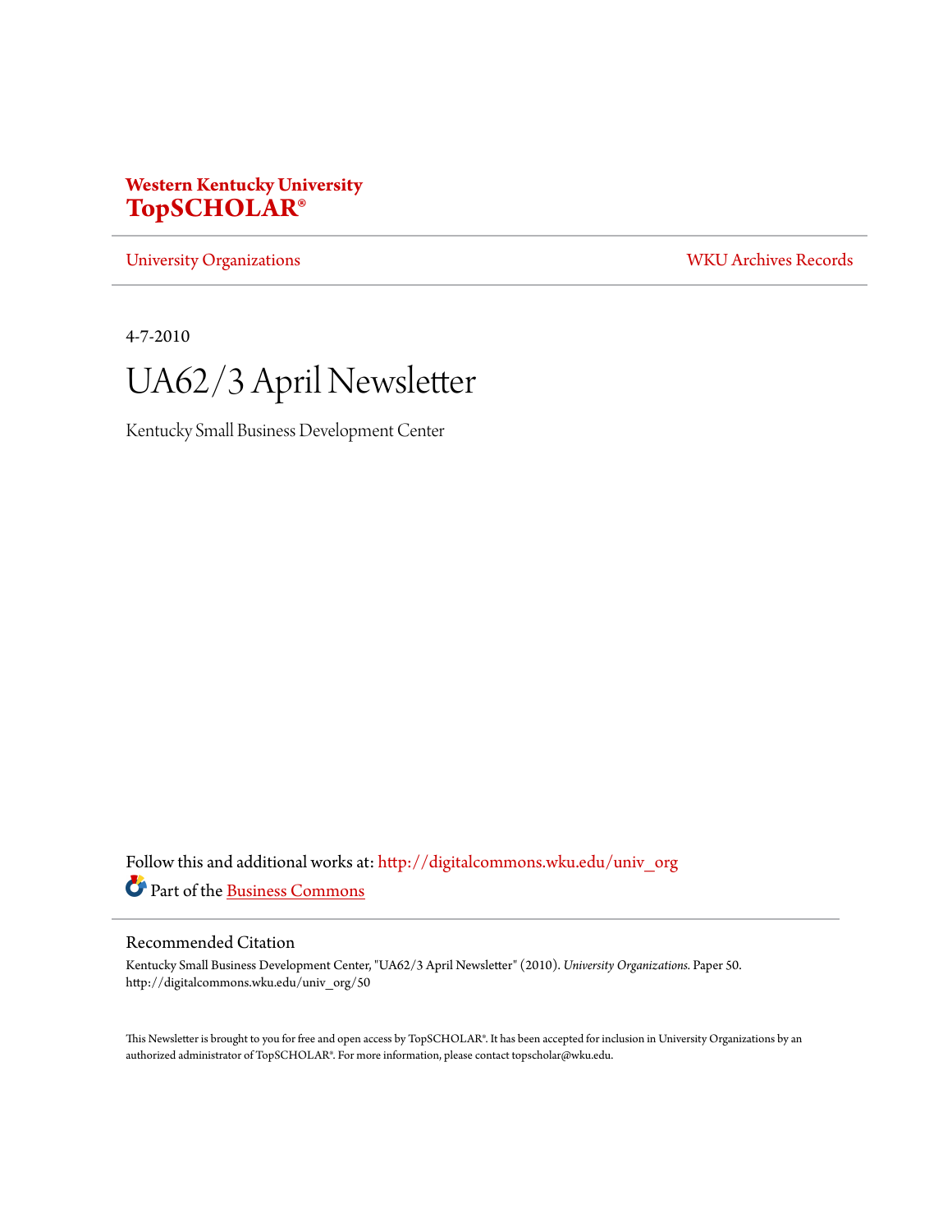**Western Kentucky University**
**TopSCHOLAR®**

University Organizations | WKU Archives Records

4-7-2010

# UA62/3 April Newsletter

Kentucky Small Business Development Center

Follow this and additional works at: http://digitalcommons.wku.edu/univ_org

Part of the Business Commons

## Recommended Citation

Kentucky Small Business Development Center, "UA62/3 April Newsletter" (2010). *University Organizations.* Paper 50.
http://digitalcommons.wku.edu/univ_org/50

This Newsletter is brought to you for free and open access by TopSCHOLAR®. It has been accepted for inclusion in University Organizations by an authorized administrator of TopSCHOLAR®. For more information, please contact topscholar@wku.edu.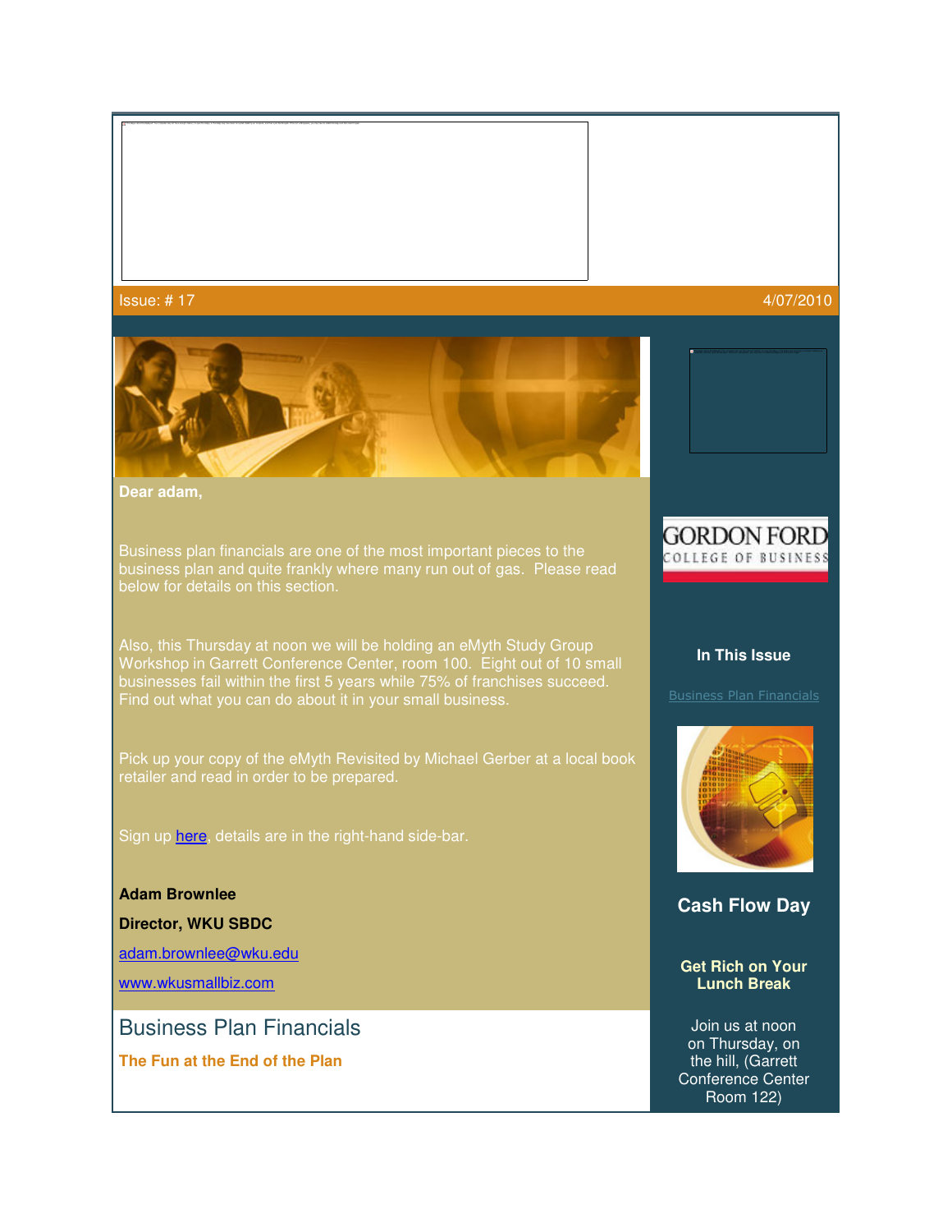Issue: # 17 4/07/2010

**Dear adam,**

Business plan financials are one of the most important pieces to the business plan and quite frankly where many run out of gas. Please read below for details on this section.

Also, this Thursday at noon we will be holding an eMyth Study Group Workshop in Garrett Conference Center, room 100. Eight out of 10 small businesses fail within the first 5 years while 75% of franchises succeed. Find out what you can do about it in your small business.

Pick up your copy of the eMyth Revisited by Michael Gerber at a local book retailer and read in order to be prepared.

Sign up [here](), details are in the right-hand side-bar.

**Adam Brownlee**

**Director, WKU SBDC**

[adam.brownlee@wku.edu]()

[www.wkusmallbiz.com]()

## Business Plan Financials

**The Fun at the End of the Plan**

GORDON FORD COLLEGE OF BUSINESS

**In This Issue**

[Business Plan Financials]()

### Cash Flow Day

**Get Rich on Your Lunch Break**

Join us at noon on Thursday, on the hill, (Garrett Conference Center Room 122)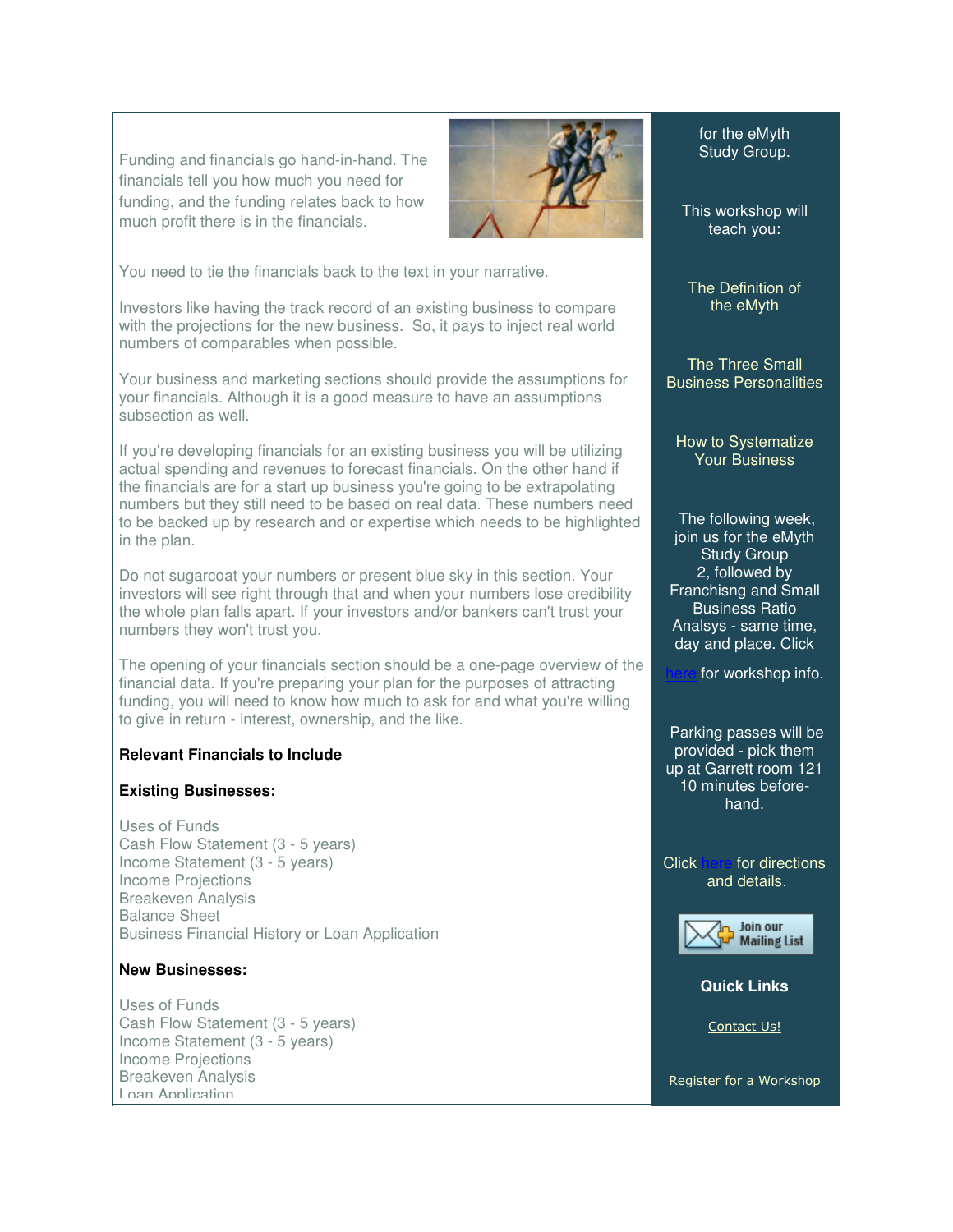Funding and financials go hand-in-hand. The financials tell you how much you need for funding, and the funding relates back to how much profit there is in the financials.

You need to tie the financials back to the text in your narrative.

Investors like having the track record of an existing business to compare with the projections for the new business. So, it pays to inject real world numbers of comparables when possible.

Your business and marketing sections should provide the assumptions for your financials. Although it is a good measure to have an assumptions subsection as well.

If you're developing financials for an existing business you will be utilizing actual spending and revenues to forecast financials. On the other hand if the financials are for a start up business you're going to be extrapolating numbers but they still need to be based on real data. These numbers need to be backed up by research and or expertise which needs to be highlighted in the plan.

Do not sugarcoat your numbers or present blue sky in this section. Your investors will see right through that and when your numbers lose credibility the whole plan falls apart. If your investors and/or bankers can't trust your numbers they won't trust you.

The opening of your financials section should be a one-page overview of the financial data. If you're preparing your plan for the purposes of attracting funding, you will need to know how much to ask for and what you're willing to give in return - interest, ownership, and the like.

**Relevant Financials to Include**

**Existing Businesses:**

Uses of Funds
Cash Flow Statement (3 - 5 years)
Income Statement (3 - 5 years)
Income Projections
Breakeven Analysis
Balance Sheet
Business Financial History or Loan Application

**New Businesses:**

Uses of Funds
Cash Flow Statement (3 - 5 years)
Income Statement (3 - 5 years)
Income Projections
Breakeven Analysis
Loan Application

for the eMyth Study Group.

This workshop will teach you:

The Definition of the eMyth

The Three Small Business Personalities

How to Systematize Your Business

The following week, join us for the eMyth Study Group 2, followed by Franchisng and Small Business Ratio Analsys - same time, day and place. Click here for workshop info.

Parking passes will be provided - pick them up at Garrett room 121 10 minutes before-hand.

Click here for directions and details.

Join our Mailing List

**Quick Links**

Contact Us!

Register for a Workshop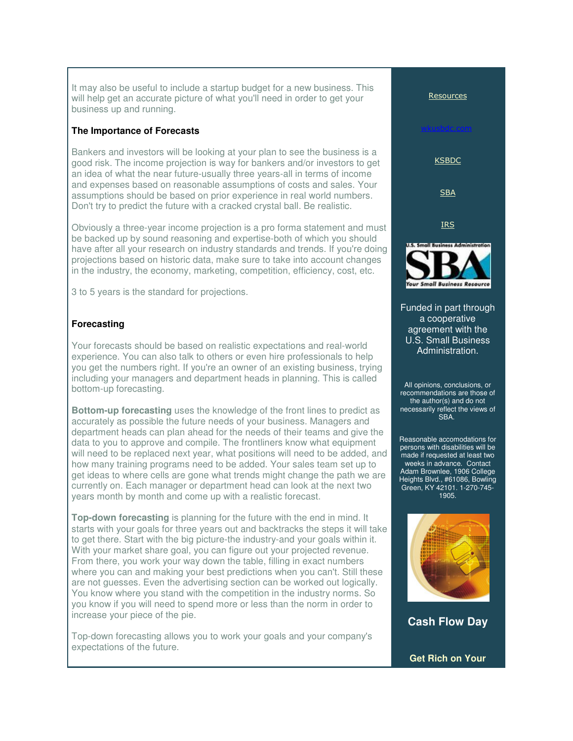It may also be useful to include a startup budget for a new business. This will help get an accurate picture of what you'll need in order to get your business up and running.

**The Importance of Forecasts**

Bankers and investors will be looking at your plan to see the business is a good risk. The income projection is way for bankers and/or investors to get an idea of what the near future-usually three years-all in terms of income and expenses based on reasonable assumptions of costs and sales. Your assumptions should be based on prior experience in real world numbers. Don't try to predict the future with a cracked crystal ball. Be realistic.

Obviously a three-year income projection is a pro forma statement and must be backed up by sound reasoning and expertise-both of which you should have after all your research on industry standards and trends. If you're doing projections based on historic data, make sure to take into account changes in the industry, the economy, marketing, competition, efficiency, cost, etc.

3 to 5 years is the standard for projections.

**Forecasting**

Your forecasts should be based on realistic expectations and real-world experience. You can also talk to others or even hire professionals to help you get the numbers right. If you're an owner of an existing business, trying including your managers and department heads in planning. This is called bottom-up forecasting.

**Bottom-up forecasting** uses the knowledge of the front lines to predict as accurately as possible the future needs of your business. Managers and department heads can plan ahead for the needs of their teams and give the data to you to approve and compile. The frontliners know what equipment will need to be replaced next year, what positions will need to be added, and how many training programs need to be added. Your sales team set up to get ideas to where cells are gone what trends might change the path we are currently on. Each manager or department head can look at the next two years month by month and come up with a realistic forecast.

**Top-down forecasting** is planning for the future with the end in mind. It starts with your goals for three years out and backtracks the steps it will take to get there. Start with the big picture-the industry-and your goals within it. With your market share goal, you can figure out your projected revenue. From there, you work your way down the table, filling in exact numbers where you can and making your best predictions when you can't. Still these are not guesses. Even the advertising section can be worked out logically. You know where you stand with the competition in the industry norms. So you know if you will need to spend more or less than the norm in order to increase your piece of the pie.

Top-down forecasting allows you to work your goals and your company's expectations of the future.

Resources

wkusbdc.com

KSBDC

SBA

IRS

Funded in part through a cooperative agreement with the U.S. Small Business Administration.

All opinions, conclusions, or recommendations are those of the author(s) and do not necessarily reflect the views of SBA.

Reasonable accomodations for persons with disabilities will be made if requested at least two weeks in advance. Contact Adam Brownlee, 1906 College Heights Blvd., #61086, Bowling Green, KY 42101. 1-270-745-1905.

**Cash Flow Day**

**Get Rich on Your**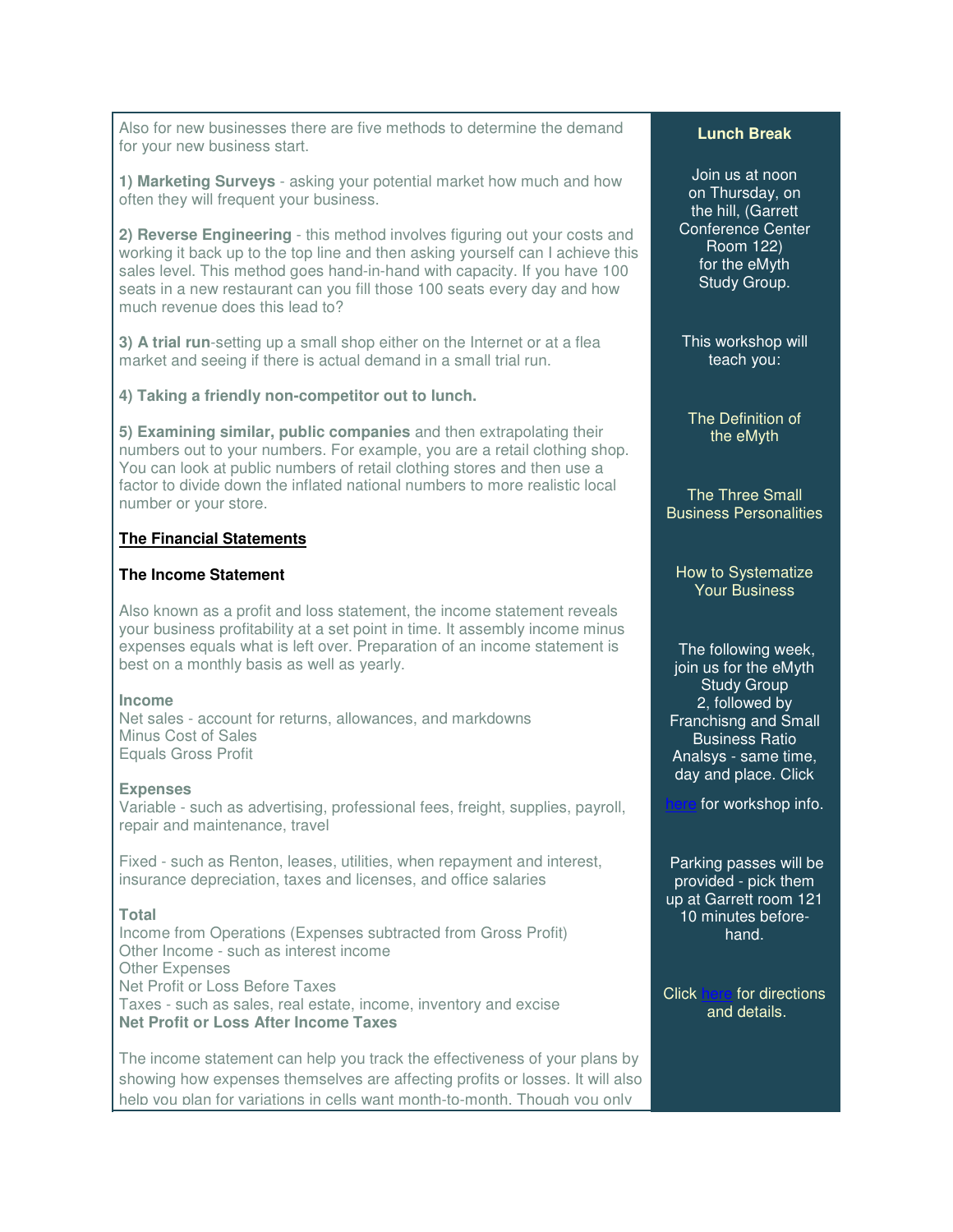Also for new businesses there are five methods to determine the demand for your new business start.

**1) Marketing Surveys** - asking your potential market how much and how often they will frequent your business.

**2) Reverse Engineering** - this method involves figuring out your costs and working it back up to the top line and then asking yourself can I achieve this sales level. This method goes hand-in-hand with capacity. If you have 100 seats in a new restaurant can you fill those 100 seats every day and how much revenue does this lead to?

**3) A trial run**-setting up a small shop either on the Internet or at a flea market and seeing if there is actual demand in a small trial run.

**4) Taking a friendly non-competitor out to lunch.**

**5) Examining similar, public companies** and then extrapolating their numbers out to your numbers. For example, you are a retail clothing shop. You can look at public numbers of retail clothing stores and then use a factor to divide down the inflated national numbers to more realistic local number or your store.

**The Financial Statements**

**The Income Statement**

Also known as a profit and loss statement, the income statement reveals your business profitability at a set point in time. It assembly income minus expenses equals what is left over. Preparation of an income statement is best on a monthly basis as well as yearly.

**Income**
Net sales - account for returns, allowances, and markdowns
Minus Cost of Sales
Equals Gross Profit

**Expenses**
Variable - such as advertising, professional fees, freight, supplies, payroll, repair and maintenance, travel

Fixed - such as Renton, leases, utilities, when repayment and interest, insurance depreciation, taxes and licenses, and office salaries

**Total**
Income from Operations (Expenses subtracted from Gross Profit)
Other Income - such as interest income
Other Expenses
Net Profit or Loss Before Taxes
Taxes - such as sales, real estate, income, inventory and excise
**Net Profit or Loss After Income Taxes**

The income statement can help you track the effectiveness of your plans by showing how expenses themselves are affecting profits or losses. It will also help you plan for variations in cells want month-to-month. Though you only

**Lunch Break**

Join us at noon on Thursday, on the hill, (Garrett Conference Center Room 122) for the eMyth Study Group.

This workshop will teach you:

The Definition of the eMyth

The Three Small Business Personalities

How to Systematize Your Business

The following week, join us for the eMyth Study Group 2, followed by Franchisng and Small Business Ratio Analsys - same time, day and place. Click here for workshop info.

Parking passes will be provided - pick them up at Garrett room 121 10 minutes before-hand.

Click here for directions and details.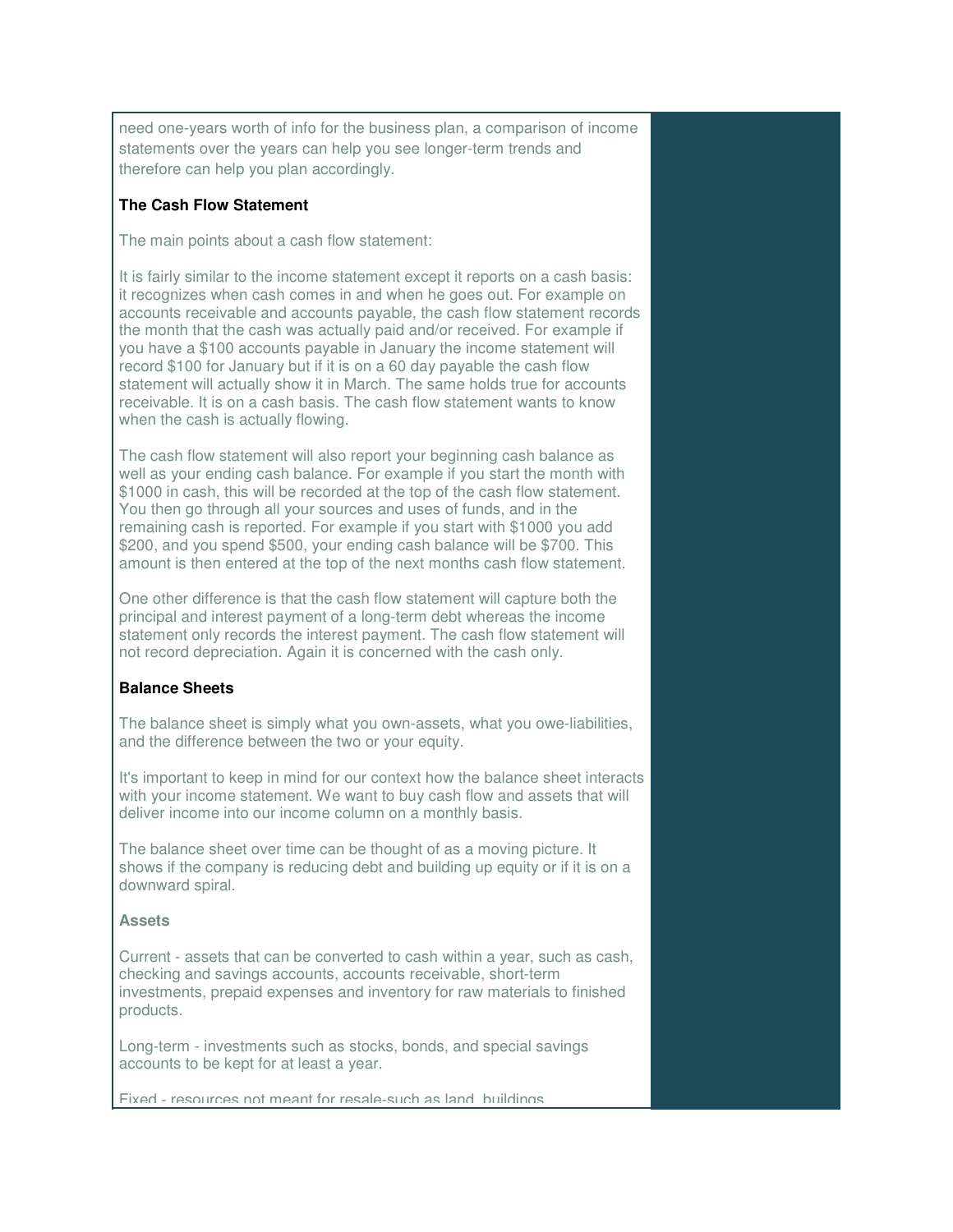need one-years worth of info for the business plan, a comparison of income statements over the years can help you see longer-term trends and therefore can help you plan accordingly.

**The Cash Flow Statement**

The main points about a cash flow statement:

It is fairly similar to the income statement except it reports on a cash basis: it recognizes when cash comes in and when he goes out. For example on accounts receivable and accounts payable, the cash flow statement records the month that the cash was actually paid and/or received. For example if you have a $100 accounts payable in January the income statement will record $100 for January but if it is on a 60 day payable the cash flow statement will actually show it in March. The same holds true for accounts receivable. It is on a cash basis. The cash flow statement wants to know when the cash is actually flowing.

The cash flow statement will also report your beginning cash balance as well as your ending cash balance. For example if you start the month with $1000 in cash, this will be recorded at the top of the cash flow statement. You then go through all your sources and uses of funds, and in the remaining cash is reported. For example if you start with $1000 you add $200, and you spend $500, your ending cash balance will be $700. This amount is then entered at the top of the next months cash flow statement.

One other difference is that the cash flow statement will capture both the principal and interest payment of a long-term debt whereas the income statement only records the interest payment. The cash flow statement will not record depreciation. Again it is concerned with the cash only.

**Balance Sheets**

The balance sheet is simply what you own-assets, what you owe-liabilities, and the difference between the two or your equity.

It's important to keep in mind for our context how the balance sheet interacts with your income statement. We want to buy cash flow and assets that will deliver income into our income column on a monthly basis.

The balance sheet over time can be thought of as a moving picture. It shows if the company is reducing debt and building up equity or if it is on a downward spiral.

**Assets**

Current - assets that can be converted to cash within a year, such as cash, checking and savings accounts, accounts receivable, short-term investments, prepaid expenses and inventory for raw materials to finished products.

Long-term - investments such as stocks, bonds, and special savings accounts to be kept for at least a year.

Fixed - resources not meant for resale-such as land, buildings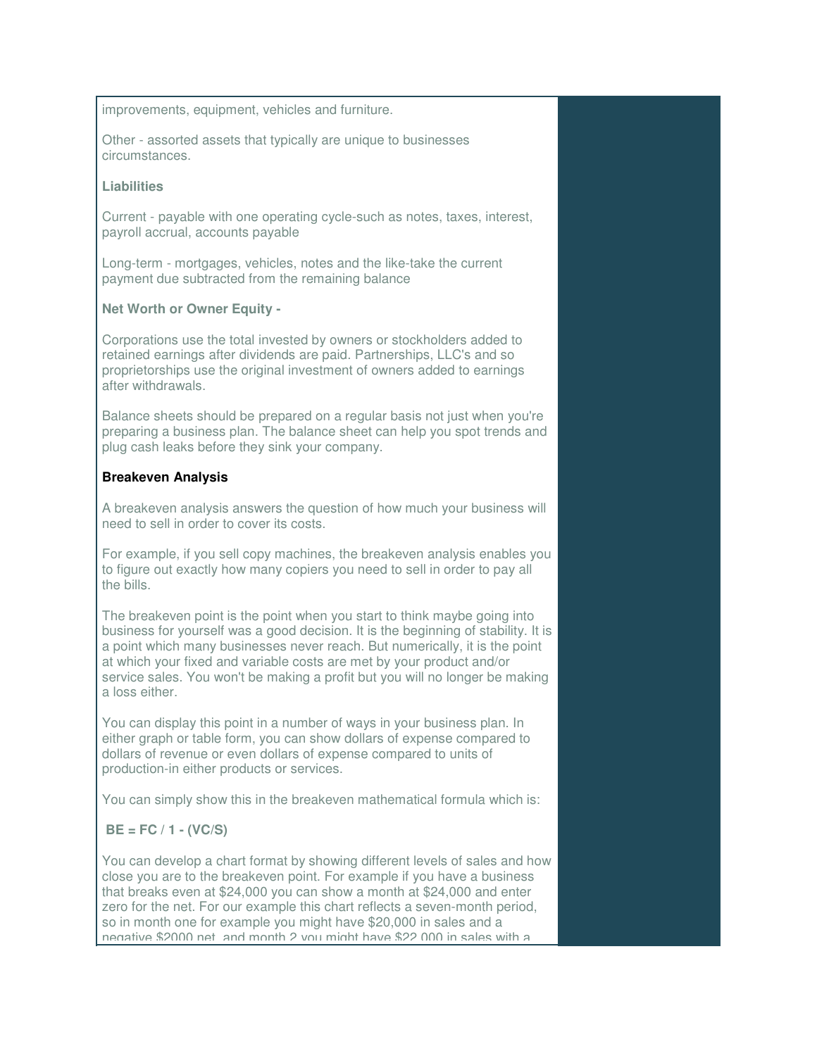improvements, equipment, vehicles and furniture.

Other - assorted assets that typically are unique to businesses circumstances.

**Liabilities**

Current - payable with one operating cycle-such as notes, taxes, interest, payroll accrual, accounts payable

Long-term - mortgages, vehicles, notes and the like-take the current payment due subtracted from the remaining balance

**Net Worth or Owner Equity -**

Corporations use the total invested by owners or stockholders added to retained earnings after dividends are paid. Partnerships, LLC's and so proprietorships use the original investment of owners added to earnings after withdrawals.

Balance sheets should be prepared on a regular basis not just when you're preparing a business plan. The balance sheet can help you spot trends and plug cash leaks before they sink your company.

**Breakeven Analysis**

A breakeven analysis answers the question of how much your business will need to sell in order to cover its costs.

For example, if you sell copy machines, the breakeven analysis enables you to figure out exactly how many copiers you need to sell in order to pay all the bills.

The breakeven point is the point when you start to think maybe going into business for yourself was a good decision. It is the beginning of stability. It is a point which many businesses never reach. But numerically, it is the point at which your fixed and variable costs are met by your product and/or service sales. You won't be making a profit but you will no longer be making a loss either.

You can display this point in a number of ways in your business plan. In either graph or table form, you can show dollars of expense compared to dollars of revenue or even dollars of expense compared to units of production-in either products or services.

You can simply show this in the breakeven mathematical formula which is:

**$BE = FC / 1 - (VC/S)$**

You can develop a chart format by showing different levels of sales and how close you are to the breakeven point. For example if you have a business that breaks even at $24,000 you can show a month at $24,000 and enter zero for the net. For our example this chart reflects a seven-month period, so in month one for example you might have $20,000 in sales and a negative $2000 net, and month 2 you might have $22,000 in sales with a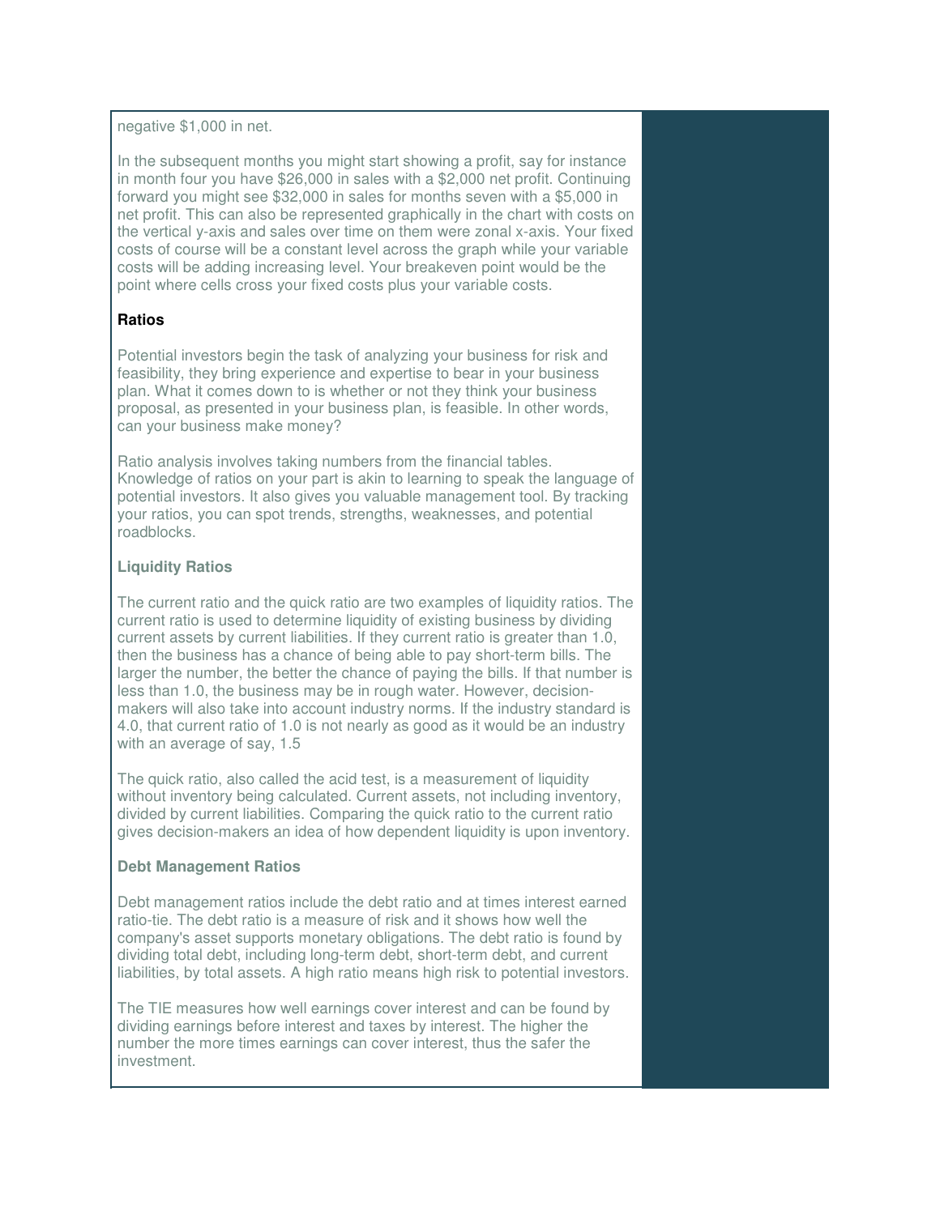negative $1,000 in net.

In the subsequent months you might start showing a profit, say for instance in month four you have $26,000 in sales with a $2,000 net profit. Continuing forward you might see $32,000 in sales for months seven with a $5,000 in net profit. This can also be represented graphically in the chart with costs on the vertical y-axis and sales over time on them were zonal x-axis. Your fixed costs of course will be a constant level across the graph while your variable costs will be adding increasing level. Your breakeven point would be the point where cells cross your fixed costs plus your variable costs.

**Ratios**

Potential investors begin the task of analyzing your business for risk and feasibility, they bring experience and expertise to bear in your business plan. What it comes down to is whether or not they think your business proposal, as presented in your business plan, is feasible. In other words, can your business make money?

Ratio analysis involves taking numbers from the financial tables. Knowledge of ratios on your part is akin to learning to speak the language of potential investors. It also gives you valuable management tool. By tracking your ratios, you can spot trends, strengths, weaknesses, and potential roadblocks.

**Liquidity Ratios**

The current ratio and the quick ratio are two examples of liquidity ratios. The current ratio is used to determine liquidity of existing business by dividing current assets by current liabilities. If they current ratio is greater than 1.0, then the business has a chance of being able to pay short-term bills. The larger the number, the better the chance of paying the bills. If that number is less than 1.0, the business may be in rough water. However, decision-makers will also take into account industry norms. If the industry standard is 4.0, that current ratio of 1.0 is not nearly as good as it would be an industry with an average of say, 1.5

The quick ratio, also called the acid test, is a measurement of liquidity without inventory being calculated. Current assets, not including inventory, divided by current liabilities. Comparing the quick ratio to the current ratio gives decision-makers an idea of how dependent liquidity is upon inventory.

**Debt Management Ratios**

Debt management ratios include the debt ratio and at times interest earned ratio-tie. The debt ratio is a measure of risk and it shows how well the company's asset supports monetary obligations. The debt ratio is found by dividing total debt, including long-term debt, short-term debt, and current liabilities, by total assets. A high ratio means high risk to potential investors.

The TIE measures how well earnings cover interest and can be found by dividing earnings before interest and taxes by interest. The higher the number the more times earnings can cover interest, thus the safer the investment.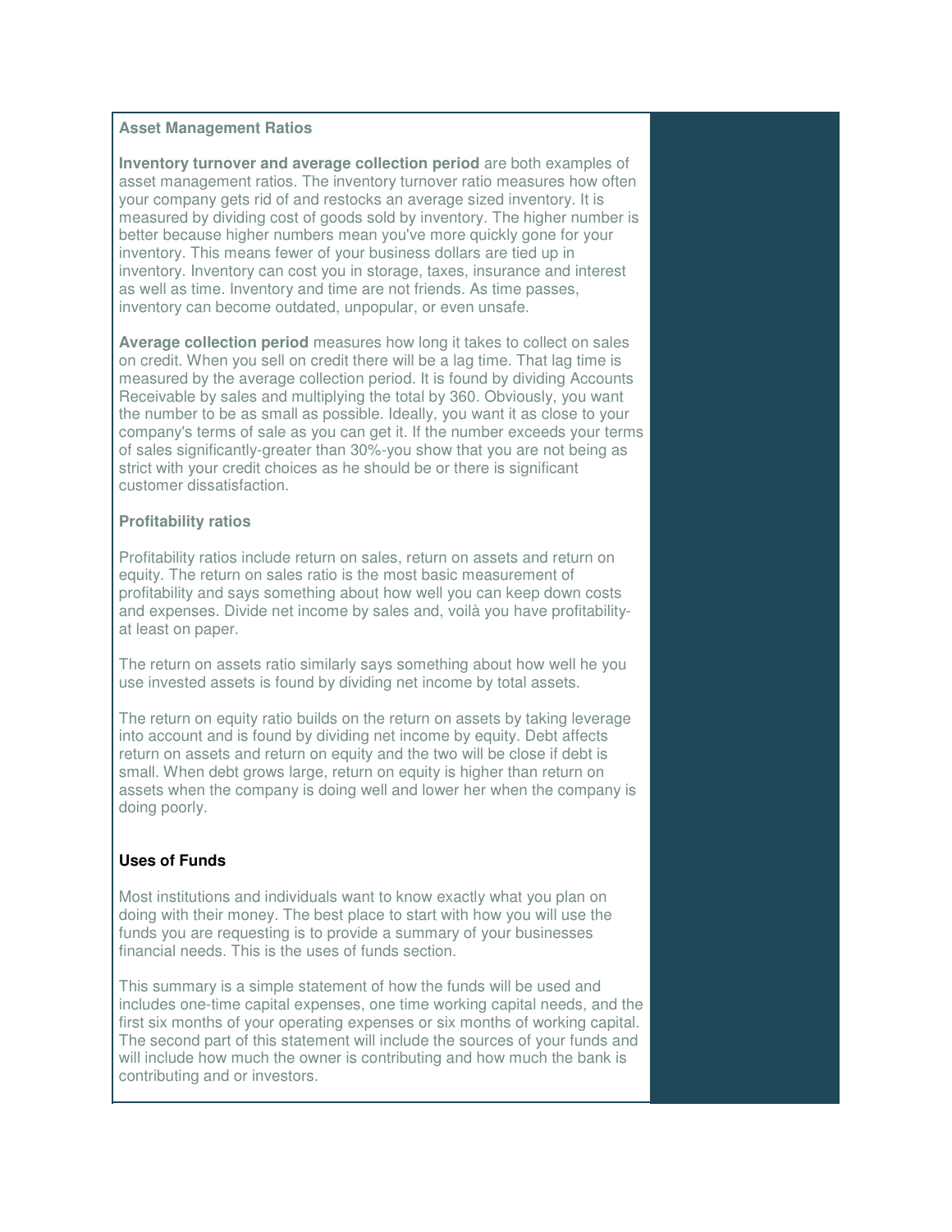### Asset Management Ratios

**Inventory turnover and average collection period** are both examples of asset management ratios. The inventory turnover ratio measures how often your company gets rid of and restocks an average sized inventory. It is measured by dividing cost of goods sold by inventory. The higher number is better because higher numbers mean you've more quickly gone for your inventory. This means fewer of your business dollars are tied up in inventory. Inventory can cost you in storage, taxes, insurance and interest as well as time. Inventory and time are not friends. As time passes, inventory can become outdated, unpopular, or even unsafe.

**Average collection period** measures how long it takes to collect on sales on credit. When you sell on credit there will be a lag time. That lag time is measured by the average collection period. It is found by dividing Accounts Receivable by sales and multiplying the total by 360. Obviously, you want the number to be as small as possible. Ideally, you want it as close to your company's terms of sale as you can get it. If the number exceeds your terms of sales significantly-greater than 30%-you show that you are not being as strict with your credit choices as he should be or there is significant customer dissatisfaction.

### Profitability ratios

Profitability ratios include return on sales, return on assets and return on equity. The return on sales ratio is the most basic measurement of profitability and says something about how well you can keep down costs and expenses. Divide net income by sales and, voilà you have profitability-at least on paper.

The return on assets ratio similarly says something about how well he you use invested assets is found by dividing net income by total assets.

The return on equity ratio builds on the return on assets by taking leverage into account and is found by dividing net income by equity. Debt affects return on assets and return on equity and the two will be close if debt is small. When debt grows large, return on equity is higher than return on assets when the company is doing well and lower her when the company is doing poorly.

### Uses of Funds

Most institutions and individuals want to know exactly what you plan on doing with their money. The best place to start with how you will use the funds you are requesting is to provide a summary of your businesses financial needs. This is the uses of funds section.

This summary is a simple statement of how the funds will be used and includes one-time capital expenses, one time working capital needs, and the first six months of your operating expenses or six months of working capital. The second part of this statement will include the sources of your funds and will include how much the owner is contributing and how much the bank is contributing and or investors.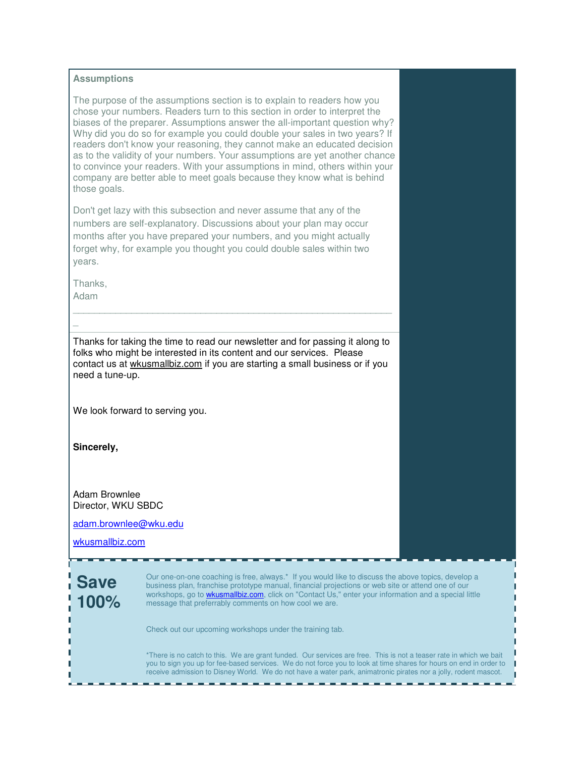### Assumptions

The purpose of the assumptions section is to explain to readers how you chose your numbers. Readers turn to this section in order to interpret the biases of the preparer. Assumptions answer the all-important question why? Why did you do so for example you could double your sales in two years? If readers don't know your reasoning, they cannot make an educated decision as to the validity of your numbers. Your assumptions are yet another chance to convince your readers. With your assumptions in mind, others within your company are better able to meet goals because they know what is behind those goals.

Don't get lazy with this subsection and never assume that any of the numbers are self-explanatory. Discussions about your plan may occur months after you have prepared your numbers, and you might actually forget why, for example you thought you could double sales within two years.

Thanks,
Adam

---

Thanks for taking the time to read our newsletter and for passing it along to folks who might be interested in its content and our services. Please contact us at wkusmallbiz.com if you are starting a small business or if you need a tune-up.

We look forward to serving you.

**Sincerely,**

Adam Brownlee
Director, WKU SBDC

adam.brownlee@wku.edu

wkusmallbiz.com

---

## Save 100%

Our one-on-one coaching is free, always.* If you would like to discuss the above topics, develop a business plan, franchise prototype manual, financial projections or web site or attend one of our workshops, go to wkusmallbiz.com, click on "Contact Us," enter your information and a special little message that preferrably comments on how cool we are.

Check out our upcoming workshops under the training tab.

*There is no catch to this. We are grant funded. Our services are free. This is not a teaser rate in which we bait you to sign you up for fee-based services. We do not force you to look at time shares for hours on end in order to receive admission to Disney World. We do not have a water park, animatronic pirates nor a jolly, rodent mascot.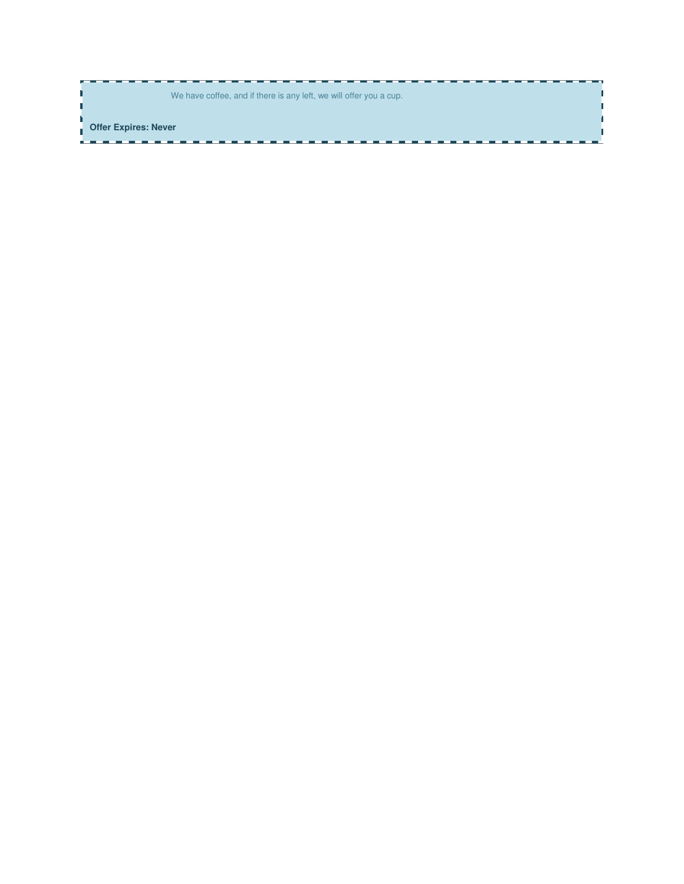We have coffee, and if there is any left, we will offer you a cup.

**Offer Expires: Never**